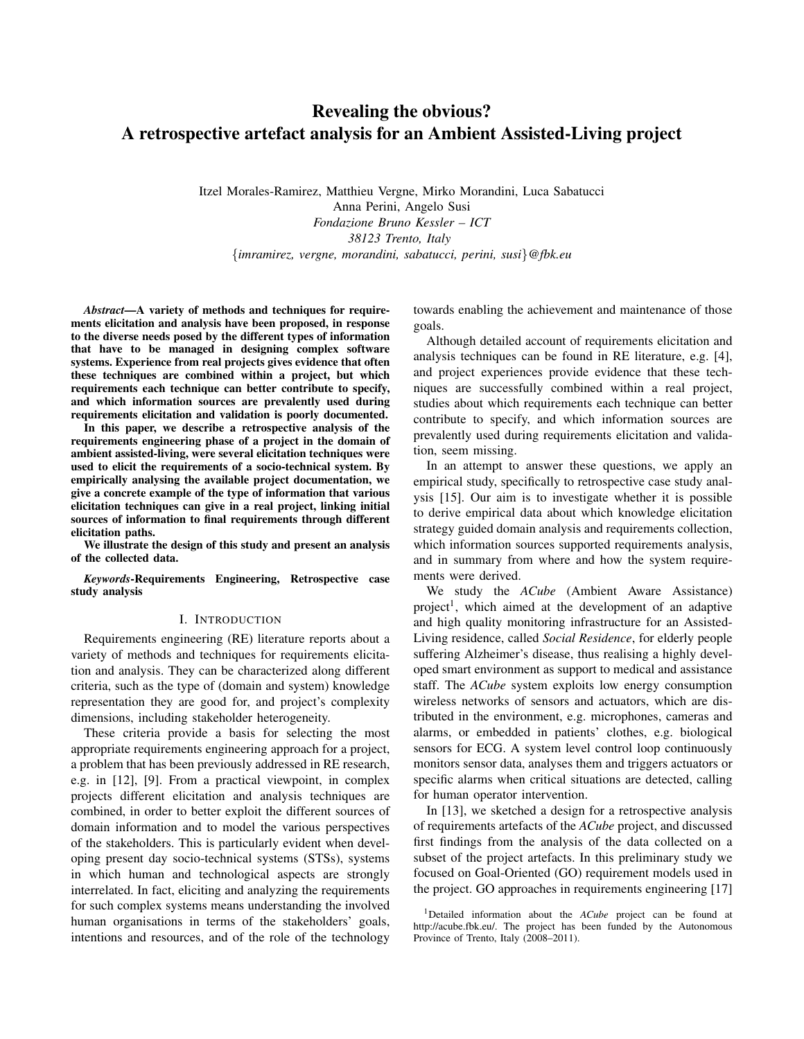# Revealing the obvious?
# A retrospective artefact analysis for an Ambient Assisted-Living project

Itzel Morales-Ramirez, Matthieu Vergne, Mirko Morandini, Luca Sabatucci
Anna Perini, Angelo Susi
*Fondazione Bruno Kessler – ICT*
*38123 Trento, Italy*
{*imramirez, vergne, morandini, sabatucci, perini, susi*}*@fbk.eu*

***Abstract*—A variety of methods and techniques for requirements elicitation and analysis have been proposed, in response to the diverse needs posed by the different types of information that have to be managed in designing complex software systems. Experience from real projects gives evidence that often these techniques are combined within a project, but which requirements each technique can better contribute to specify, and which information sources are prevalently used during requirements elicitation and validation is poorly documented.**

**In this paper, we describe a retrospective analysis of the requirements engineering phase of a project in the domain of ambient assisted-living, were several elicitation techniques were used to elicit the requirements of a socio-technical system. By empirically analysing the available project documentation, we give a concrete example of the type of information that various elicitation techniques can give in a real project, linking initial sources of information to final requirements through different elicitation paths.**

**We illustrate the design of this study and present an analysis of the collected data.**

***Keywords*-Requirements Engineering, Retrospective case study analysis**

## I. Introduction

Requirements engineering (RE) literature reports about a variety of methods and techniques for requirements elicitation and analysis. They can be characterized along different criteria, such as the type of (domain and system) knowledge representation they are good for, and project's complexity dimensions, including stakeholder heterogeneity.

These criteria provide a basis for selecting the most appropriate requirements engineering approach for a project, a problem that has been previously addressed in RE research, e.g. in [12], [9]. From a practical viewpoint, in complex projects different elicitation and analysis techniques are combined, in order to better exploit the different sources of domain information and to model the various perspectives of the stakeholders. This is particularly evident when developing present day socio-technical systems (STSs), systems in which human and technological aspects are strongly interrelated. In fact, eliciting and analyzing the requirements for such complex systems means understanding the involved human organisations in terms of the stakeholders' goals, intentions and resources, and of the role of the technology towards enabling the achievement and maintenance of those goals.

Although detailed account of requirements elicitation and analysis techniques can be found in RE literature, e.g. [4], and project experiences provide evidence that these techniques are successfully combined within a real project, studies about which requirements each technique can better contribute to specify, and which information sources are prevalently used during requirements elicitation and validation, seem missing.

In an attempt to answer these questions, we apply an empirical study, specifically to retrospective case study analysis [15]. Our aim is to investigate whether it is possible to derive empirical data about which knowledge elicitation strategy guided domain analysis and requirements collection, which information sources supported requirements analysis, and in summary from where and how the system requirements were derived.

We study the *ACube* (Ambient Aware Assistance) project[1], which aimed at the development of an adaptive and high quality monitoring infrastructure for an Assisted-Living residence, called *Social Residence*, for elderly people suffering Alzheimer's disease, thus realising a highly developed smart environment as support to medical and assistance staff. The *ACube* system exploits low energy consumption wireless networks of sensors and actuators, which are distributed in the environment, e.g. microphones, cameras and alarms, or embedded in patients' clothes, e.g. biological sensors for ECG. A system level control loop continuously monitors sensor data, analyses them and triggers actuators or specific alarms when critical situations are detected, calling for human operator intervention.

In [13], we sketched a design for a retrospective analysis of requirements artefacts of the *ACube* project, and discussed first findings from the analysis of the data collected on a subset of the project artefacts. In this preliminary study we focused on Goal-Oriented (GO) requirement models used in the project. GO approaches in requirements engineering [17]

[1]Detailed information about the *ACube* project can be found at http://acube.fbk.eu/. The project has been funded by the Autonomous Province of Trento, Italy (2008–2011).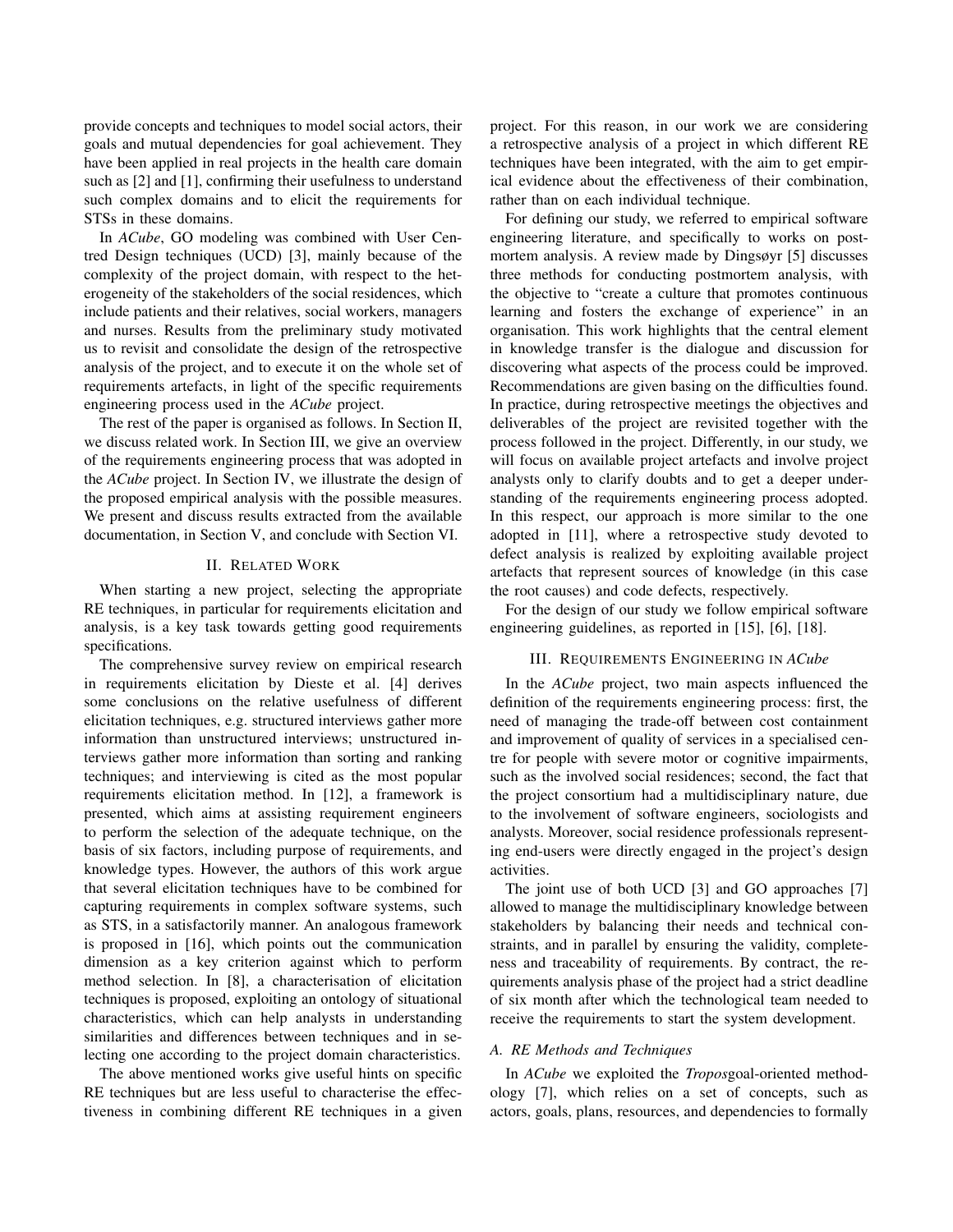provide concepts and techniques to model social actors, their goals and mutual dependencies for goal achievement. They have been applied in real projects in the health care domain such as [2] and [1], confirming their usefulness to understand such complex domains and to elicit the requirements for STSs in these domains.

In *ACube*, GO modeling was combined with User Centred Design techniques (UCD) [3], mainly because of the complexity of the project domain, with respect to the heterogeneity of the stakeholders of the social residences, which include patients and their relatives, social workers, managers and nurses. Results from the preliminary study motivated us to revisit and consolidate the design of the retrospective analysis of the project, and to execute it on the whole set of requirements artefacts, in light of the specific requirements engineering process used in the *ACube* project.

The rest of the paper is organised as follows. In Section II, we discuss related work. In Section III, we give an overview of the requirements engineering process that was adopted in the *ACube* project. In Section IV, we illustrate the design of the proposed empirical analysis with the possible measures. We present and discuss results extracted from the available documentation, in Section V, and conclude with Section VI.

## II. Related Work

When starting a new project, selecting the appropriate RE techniques, in particular for requirements elicitation and analysis, is a key task towards getting good requirements specifications.

The comprehensive survey review on empirical research in requirements elicitation by Dieste et al. [4] derives some conclusions on the relative usefulness of different elicitation techniques, e.g. structured interviews gather more information than unstructured interviews; unstructured interviews gather more information than sorting and ranking techniques; and interviewing is cited as the most popular requirements elicitation method. In [12], a framework is presented, which aims at assisting requirement engineers to perform the selection of the adequate technique, on the basis of six factors, including purpose of requirements, and knowledge types. However, the authors of this work argue that several elicitation techniques have to be combined for capturing requirements in complex software systems, such as STS, in a satisfactorily manner. An analogous framework is proposed in [16], which points out the communication dimension as a key criterion against which to perform method selection. In [8], a characterisation of elicitation techniques is proposed, exploiting an ontology of situational characteristics, which can help analysts in understanding similarities and differences between techniques and in selecting one according to the project domain characteristics.

The above mentioned works give useful hints on specific RE techniques but are less useful to characterise the effectiveness in combining different RE techniques in a given project. For this reason, in our work we are considering a retrospective analysis of a project in which different RE techniques have been integrated, with the aim to get empirical evidence about the effectiveness of their combination, rather than on each individual technique.

For defining our study, we referred to empirical software engineering literature, and specifically to works on postmortem analysis. A review made by Dingsøyr [5] discusses three methods for conducting postmortem analysis, with the objective to "create a culture that promotes continuous learning and fosters the exchange of experience" in an organisation. This work highlights that the central element in knowledge transfer is the dialogue and discussion for discovering what aspects of the process could be improved. Recommendations are given basing on the difficulties found. In practice, during retrospective meetings the objectives and deliverables of the project are revisited together with the process followed in the project. Differently, in our study, we will focus on available project artefacts and involve project analysts only to clarify doubts and to get a deeper understanding of the requirements engineering process adopted. In this respect, our approach is more similar to the one adopted in [11], where a retrospective study devoted to defect analysis is realized by exploiting available project artefacts that represent sources of knowledge (in this case the root causes) and code defects, respectively.

For the design of our study we follow empirical software engineering guidelines, as reported in [15], [6], [18].

## III. Requirements Engineering in *ACube*

In the *ACube* project, two main aspects influenced the definition of the requirements engineering process: first, the need of managing the trade-off between cost containment and improvement of quality of services in a specialised centre for people with severe motor or cognitive impairments, such as the involved social residences; second, the fact that the project consortium had a multidisciplinary nature, due to the involvement of software engineers, sociologists and analysts. Moreover, social residence professionals representing end-users were directly engaged in the project's design activities.

The joint use of both UCD [3] and GO approaches [7] allowed to manage the multidisciplinary knowledge between stakeholders by balancing their needs and technical constraints, and in parallel by ensuring the validity, completeness and traceability of requirements. By contract, the requirements analysis phase of the project had a strict deadline of six month after which the technological team needed to receive the requirements to start the system development.

### A. RE Methods and Techniques

In *ACube* we exploited the *Tropos*goal-oriented methodology [7], which relies on a set of concepts, such as actors, goals, plans, resources, and dependencies to formally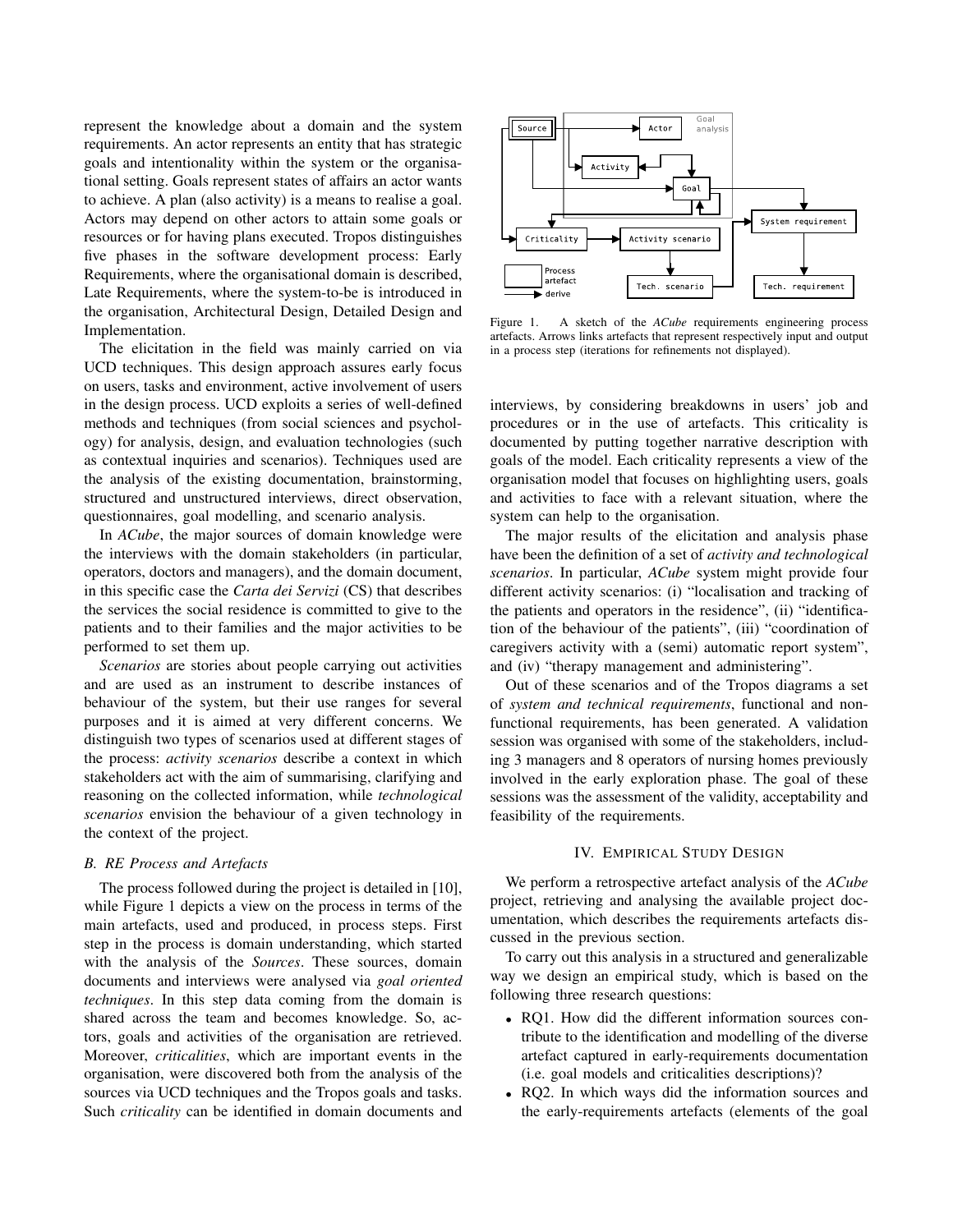represent the knowledge about a domain and the system requirements. An actor represents an entity that has strategic goals and intentionality within the system or the organisational setting. Goals represent states of affairs an actor wants to achieve. A plan (also activity) is a means to realise a goal. Actors may depend on other actors to attain some goals or resources or for having plans executed. Tropos distinguishes five phases in the software development process: Early Requirements, where the organisational domain is described, Late Requirements, where the system-to-be is introduced in the organisation, Architectural Design, Detailed Design and Implementation.

The elicitation in the field was mainly carried on via UCD techniques. This design approach assures early focus on users, tasks and environment, active involvement of users in the design process. UCD exploits a series of well-defined methods and techniques (from social sciences and psychology) for analysis, design, and evaluation technologies (such as contextual inquiries and scenarios). Techniques used are the analysis of the existing documentation, brainstorming, structured and unstructured interviews, direct observation, questionnaires, goal modelling, and scenario analysis.

In *ACube*, the major sources of domain knowledge were the interviews with the domain stakeholders (in particular, operators, doctors and managers), and the domain document, in this specific case the *Carta dei Servizi* (CS) that describes the services the social residence is committed to give to the patients and to their families and the major activities to be performed to set them up.

*Scenarios* are stories about people carrying out activities and are used as an instrument to describe instances of behaviour of the system, but their use ranges for several purposes and it is aimed at very different concerns. We distinguish two types of scenarios used at different stages of the process: *activity scenarios* describe a context in which stakeholders act with the aim of summarising, clarifying and reasoning on the collected information, while *technological scenarios* envision the behaviour of a given technology in the context of the project.

### B. RE Process and Artefacts

The process followed during the project is detailed in [10], while Figure 1 depicts a view on the process in terms of the main artefacts, used and produced, in process steps. First step in the process is domain understanding, which started with the analysis of the *Sources*. These sources, domain documents and interviews were analysed via *goal oriented techniques*. In this step data coming from the domain is shared across the team and becomes knowledge. So, actors, goals and activities of the organisation are retrieved. Moreover, *criticalities*, which are important events in the organisation, were discovered both from the analysis of the sources via UCD techniques and the Tropos goals and tasks. Such *criticality* can be identified in domain documents and interviews, by considering breakdowns in users' job and procedures or in the use of artefacts. This criticality is documented by putting together narrative description with goals of the model. Each criticality represents a view of the organisation model that focuses on highlighting users, goals and activities to face with a relevant situation, where the system can help to the organisation.

Figure 1. A sketch of the *ACube* requirements engineering process artefacts. Arrows links artefacts that represent respectively input and output in a process step (iterations for refinements not displayed).

The major results of the elicitation and analysis phase have been the definition of a set of *activity and technological scenarios*. In particular, *ACube* system might provide four different activity scenarios: (i) "localisation and tracking of the patients and operators in the residence", (ii) "identification of the behaviour of the patients", (iii) "coordination of caregivers activity with a (semi) automatic report system", and (iv) "therapy management and administering".

Out of these scenarios and of the Tropos diagrams a set of *system and technical requirements*, functional and non-functional requirements, has been generated. A validation session was organised with some of the stakeholders, including 3 managers and 8 operators of nursing homes previously involved in the early exploration phase. The goal of these sessions was the assessment of the validity, acceptability and feasibility of the requirements.

## IV. Empirical Study Design

We perform a retrospective artefact analysis of the *ACube* project, retrieving and analysing the available project documentation, which describes the requirements artefacts discussed in the previous section.

To carry out this analysis in a structured and generalizable way we design an empirical study, which is based on the following three research questions:

- RQ1. How did the different information sources contribute to the identification and modelling of the diverse artefact captured in early-requirements documentation (i.e. goal models and criticalities descriptions)?
- RQ2. In which ways did the information sources and the early-requirements artefacts (elements of the goal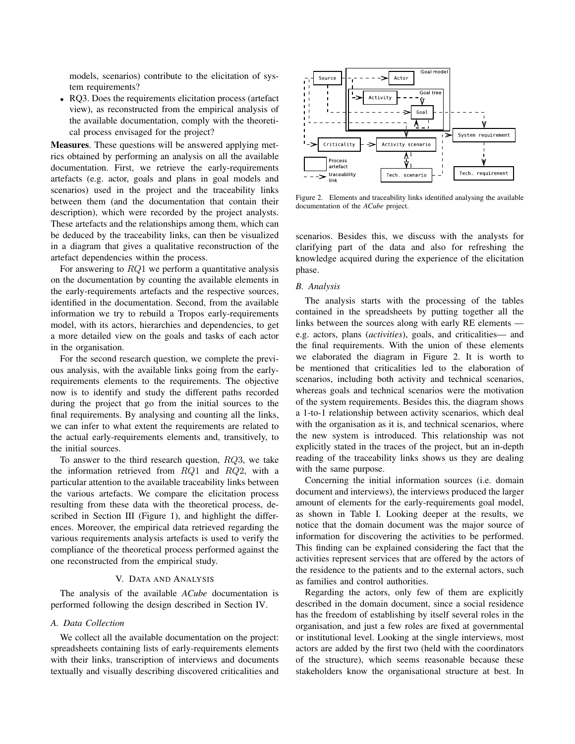models, scenarios) contribute to the elicitation of system requirements?

- RQ3. Does the requirements elicitation process (artefact view), as reconstructed from the empirical analysis of the available documentation, comply with the theoretical process envisaged for the project?

**Measures**. These questions will be answered applying metrics obtained by performing an analysis on all the available documentation. First, we retrieve the early-requirements artefacts (e.g. actor, goals and plans in goal models and scenarios) used in the project and the traceability links between them (and the documentation that contain their description), which were recorded by the project analysts. These artefacts and the relationships among them, which can be deduced by the traceability links, can then be visualized in a diagram that gives a qualitative reconstruction of the artefact dependencies within the process.

For answering to $RQ1$ we perform a quantitative analysis on the documentation by counting the available elements in the early-requirements artefacts and the respective sources, identified in the documentation. Second, from the available information we try to rebuild a Tropos early-requirements model, with its actors, hierarchies and dependencies, to get a more detailed view on the goals and tasks of each actor in the organisation.

For the second research question, we complete the previous analysis, with the available links going from the early-requirements elements to the requirements. The objective now is to identify and study the different paths recorded during the project that go from the initial sources to the final requirements. By analysing and counting all the links, we can infer to what extent the requirements are related to the actual early-requirements elements and, transitively, to the initial sources.

To answer to the third research question, $RQ3$, we take the information retrieved from $RQ1$ and $RQ2$, with a particular attention to the available traceability links between the various artefacts. We compare the elicitation process resulting from these data with the theoretical process, described in Section III (Figure 1), and highlight the differences. Moreover, the empirical data retrieved regarding the various requirements analysis artefacts is used to verify the compliance of the theoretical process performed against the one reconstructed from the empirical study.

## V. Data and Analysis

The analysis of the available *ACube* documentation is performed following the design described in Section IV.

### A. Data Collection

We collect all the available documentation on the project: spreadsheets containing lists of early-requirements elements with their links, transcription of interviews and documents textually and visually describing discovered criticalities and scenarios. Besides this, we discuss with the analysts for clarifying part of the data and also for refreshing the knowledge acquired during the experience of the elicitation phase.

Figure 2. Elements and traceability links identified analysing the available documentation of the *ACube* project.

### B. Analysis

The analysis starts with the processing of the tables contained in the spreadsheets by putting together all the links between the sources along with early RE elements — e.g. actors, plans (*activities*), goals, and criticalities— and the final requirements. With the union of these elements we elaborated the diagram in Figure 2. It is worth to be mentioned that criticalities led to the elaboration of scenarios, including both activity and technical scenarios, whereas goals and technical scenarios were the motivation of the system requirements. Besides this, the diagram shows a 1-to-1 relationship between activity scenarios, which deal with the organisation as it is, and technical scenarios, where the new system is introduced. This relationship was not explicitly stated in the traces of the project, but an in-depth reading of the traceability links shows us they are dealing with the same purpose.

Concerning the initial information sources (i.e. domain document and interviews), the interviews produced the larger amount of elements for the early-requirements goal model, as shown in Table I. Looking deeper at the results, we notice that the domain document was the major source of information for discovering the activities to be performed. This finding can be explained considering the fact that the activities represent services that are offered by the actors of the residence to the patients and to the external actors, such as families and control authorities.

Regarding the actors, only few of them are explicitly described in the domain document, since a social residence has the freedom of establishing by itself several roles in the organisation, and just a few roles are fixed at governmental or institutional level. Looking at the single interviews, most actors are added by the first two (held with the coordinators of the structure), which seems reasonable because these stakeholders know the organisational structure at best. In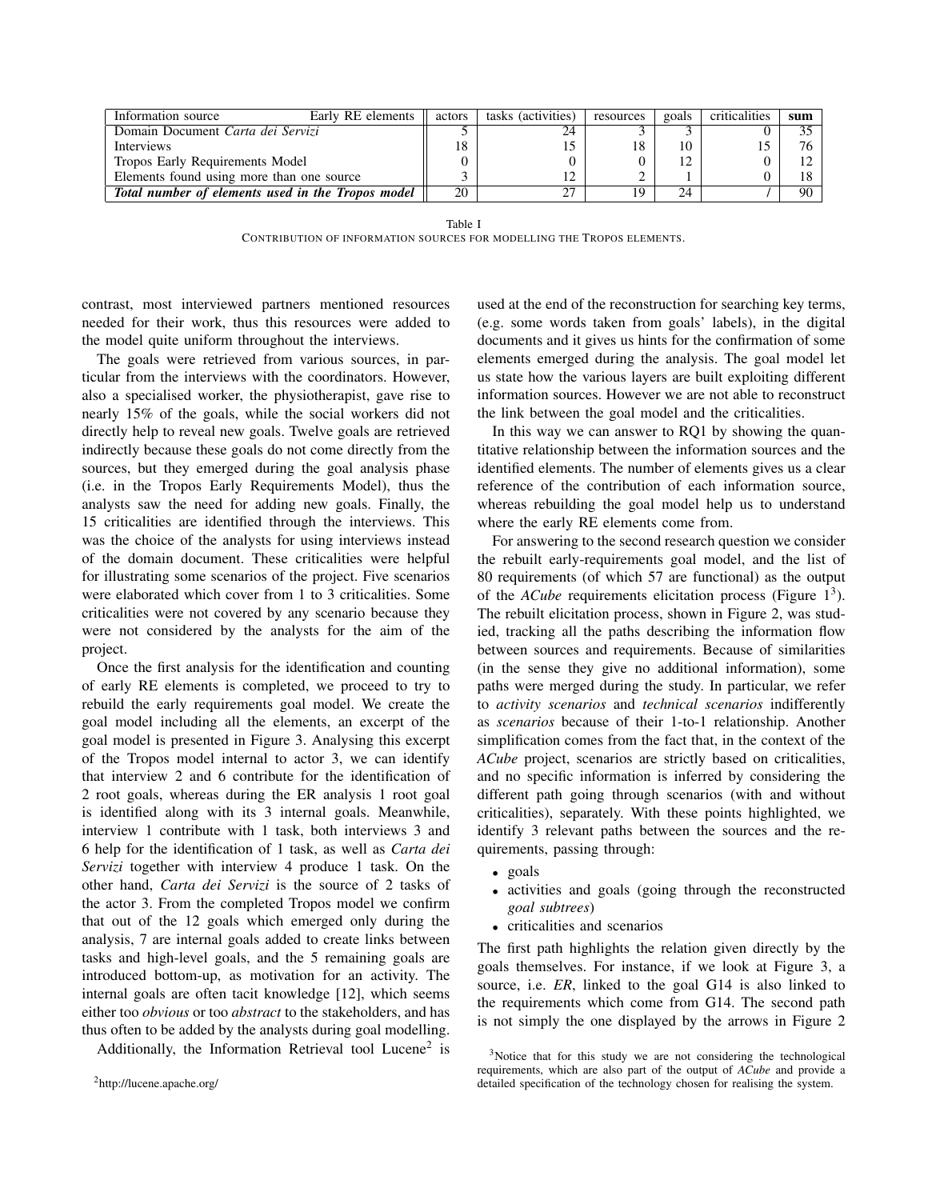| Information source / Early RE elements | actors | tasks (activities) | resources | goals | criticalities | sum |
|---|---|---|---|---|---|---|
| Domain Document *Carta dei Servizi* | 5 | 24 | 3 | 3 | 0 | 35 |
| Interviews | 18 | 15 | 18 | 10 | 15 | 76 |
| Tropos Early Requirements Model | 0 | 0 | 0 | 12 | 0 | 12 |
| Elements found using more than one source | 3 | 12 | 2 | 1 | 0 | 18 |
| ***Total number of elements used in the Tropos model*** | 20 | 27 | 19 | 24 | / | 90 |

Table I
CONTRIBUTION OF INFORMATION SOURCES FOR MODELLING THE TROPOS ELEMENTS.

contrast, most interviewed partners mentioned resources needed for their work, thus this resources were added to the model quite uniform throughout the interviews.

The goals were retrieved from various sources, in particular from the interviews with the coordinators. However, also a specialised worker, the physiotherapist, gave rise to nearly 15% of the goals, while the social workers did not directly help to reveal new goals. Twelve goals are retrieved indirectly because these goals do not come directly from the sources, but they emerged during the goal analysis phase (i.e. in the Tropos Early Requirements Model), thus the analysts saw the need for adding new goals. Finally, the 15 criticalities are identified through the interviews. This was the choice of the analysts for using interviews instead of the domain document. These criticalities were helpful for illustrating some scenarios of the project. Five scenarios were elaborated which cover from 1 to 3 criticalities. Some criticalities were not covered by any scenario because they were not considered by the analysts for the aim of the project.

Once the first analysis for the identification and counting of early RE elements is completed, we proceed to try to rebuild the early requirements goal model. We create the goal model including all the elements, an excerpt of the goal model is presented in Figure 3. Analysing this excerpt of the Tropos model internal to actor 3, we can identify that interview 2 and 6 contribute for the identification of 2 root goals, whereas during the ER analysis 1 root goal is identified along with its 3 internal goals. Meanwhile, interview 1 contribute with 1 task, both interviews 3 and 6 help for the identification of 1 task, as well as *Carta dei Servizi* together with interview 4 produce 1 task. On the other hand, *Carta dei Servizi* is the source of 2 tasks of the actor 3. From the completed Tropos model we confirm that out of the 12 goals which emerged only during the analysis, 7 are internal goals added to create links between tasks and high-level goals, and the 5 remaining goals are introduced bottom-up, as motivation for an activity. The internal goals are often tacit knowledge [12], which seems either too *obvious* or too *abstract* to the stakeholders, and has thus often to be added by the analysts during goal modelling.

Additionally, the Information Retrieval tool Lucene[2] is used at the end of the reconstruction for searching key terms, (e.g. some words taken from goals' labels), in the digital documents and it gives us hints for the confirmation of some elements emerged during the analysis. The goal model let us state how the various layers are built exploiting different information sources. However we are not able to reconstruct the link between the goal model and the criticalities.

In this way we can answer to RQ1 by showing the quantitative relationship between the information sources and the identified elements. The number of elements gives us a clear reference of the contribution of each information source, whereas rebuilding the goal model help us to understand where the early RE elements come from.

For answering to the second research question we consider the rebuilt early-requirements goal model, and the list of 80 requirements (of which 57 are functional) as the output of the *ACube* requirements elicitation process (Figure 1[3]). The rebuilt elicitation process, shown in Figure 2, was studied, tracking all the paths describing the information flow between sources and requirements. Because of similarities (in the sense they give no additional information), some paths were merged during the study. In particular, we refer to *activity scenarios* and *technical scenarios* indifferently as *scenarios* because of their 1-to-1 relationship. Another simplification comes from the fact that, in the context of the *ACube* project, scenarios are strictly based on criticalities, and no specific information is inferred by considering the different path going through scenarios (with and without criticalities), separately. With these points highlighted, we identify 3 relevant paths between the sources and the requirements, passing through:

- goals
- activities and goals (going through the reconstructed *goal subtrees*)
- criticalities and scenarios

The first path highlights the relation given directly by the goals themselves. For instance, if we look at Figure 3, a source, i.e. *ER*, linked to the goal G14 is also linked to the requirements which come from G14. The second path is not simply the one displayed by the arrows in Figure 2

[2]http://lucene.apache.org/

[3]Notice that for this study we are not considering the technological requirements, which are also part of the output of *ACube* and provide a detailed specification of the technology chosen for realising the system.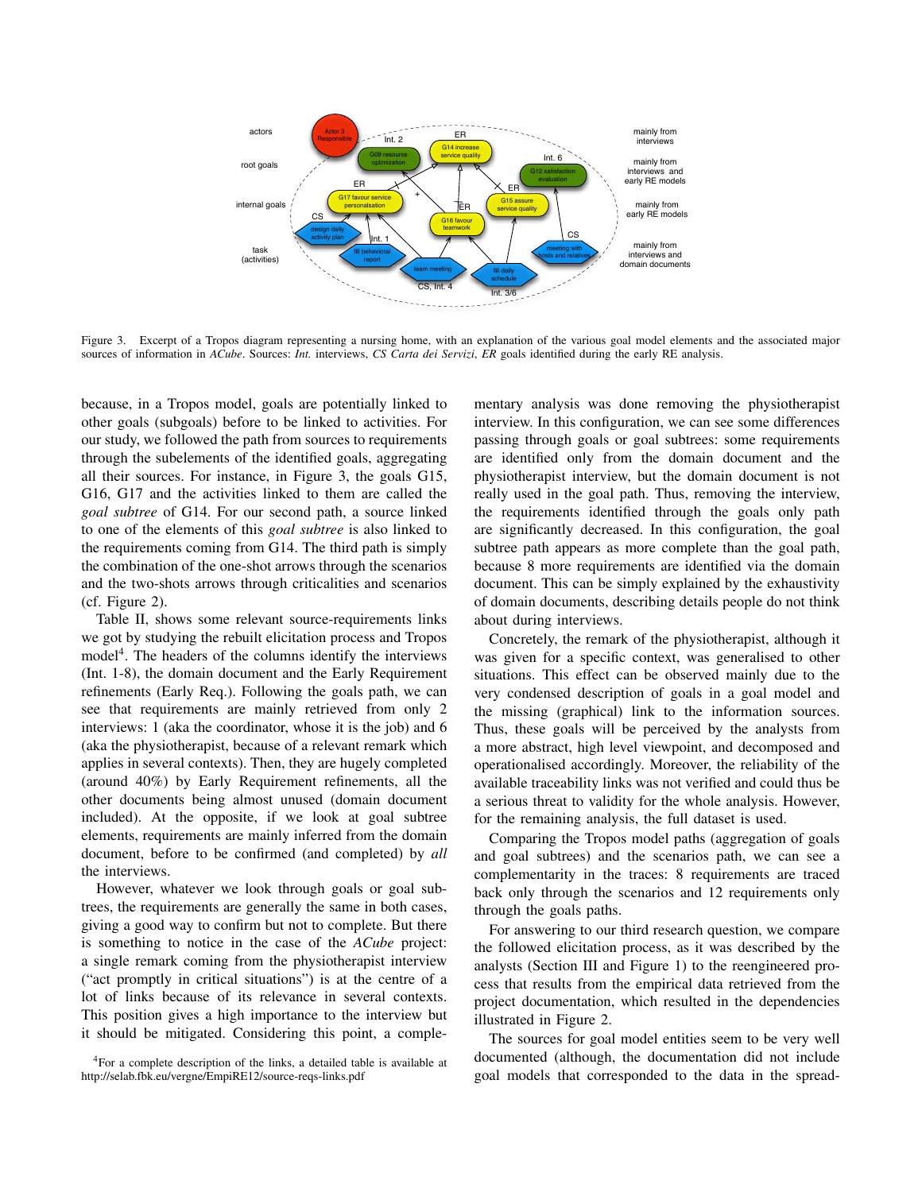Figure 3. Excerpt of a Tropos diagram representing a nursing home, with an explanation of the various goal model elements and the associated major sources of information in *ACube*. Sources: *Int.* interviews, *CS Carta dei Servizi*, *ER* goals identified during the early RE analysis.

because, in a Tropos model, goals are potentially linked to other goals (subgoals) before to be linked to activities. For our study, we followed the path from sources to requirements through the subelements of the identified goals, aggregating all their sources. For instance, in Figure 3, the goals G15, G16, G17 and the activities linked to them are called the *goal subtree* of G14. For our second path, a source linked to one of the elements of this *goal subtree* is also linked to the requirements coming from G14. The third path is simply the combination of the one-shot arrows through the scenarios and the two-shots arrows through criticalities and scenarios (cf. Figure 2).

Table II, shows some relevant source-requirements links we got by studying the rebuilt elicitation process and Tropos model[4]. The headers of the columns identify the interviews (Int. 1-8), the domain document and the Early Requirement refinements (Early Req.). Following the goals path, we can see that requirements are mainly retrieved from only 2 interviews: 1 (aka the coordinator, whose it is the job) and 6 (aka the physiotherapist, because of a relevant remark which applies in several contexts). Then, they are hugely completed (around 40%) by Early Requirement refinements, all the other documents being almost unused (domain document included). At the opposite, if we look at goal subtree elements, requirements are mainly inferred from the domain document, before to be confirmed (and completed) by *all* the interviews.

However, whatever we look through goals or goal subtrees, the requirements are generally the same in both cases, giving a good way to confirm but not to complete. But there is something to notice in the case of the *ACube* project: a single remark coming from the physiotherapist interview ("act promptly in critical situations") is at the centre of a lot of links because of its relevance in several contexts. This position gives a high importance to the interview but it should be mitigated. Considering this point, a complementary analysis was done removing the physiotherapist interview. In this configuration, we can see some differences passing through goals or goal subtrees: some requirements are identified only from the domain document and the physiotherapist interview, but the domain document is not really used in the goal path. Thus, removing the interview, the requirements identified through the goals only path are significantly decreased. In this configuration, the goal subtree path appears as more complete than the goal path, because 8 more requirements are identified via the domain document. This can be simply explained by the exhaustivity of domain documents, describing details people do not think about during interviews.

Concretely, the remark of the physiotherapist, although it was given for a specific context, was generalised to other situations. This effect can be observed mainly due to the very condensed description of goals in a goal model and the missing (graphical) link to the information sources. Thus, these goals will be perceived by the analysts from a more abstract, high level viewpoint, and decomposed and operationalised accordingly. Moreover, the reliability of the available traceability links was not verified and could thus be a serious threat to validity for the whole analysis. However, for the remaining analysis, the full dataset is used.

Comparing the Tropos model paths (aggregation of goals and goal subtrees) and the scenarios path, we can see a complementarity in the traces: 8 requirements are traced back only through the scenarios and 12 requirements only through the goals paths.

For answering to our third research question, we compare the followed elicitation process, as it was described by the analysts (Section III and Figure 1) to the reengineered process that results from the empirical data retrieved from the project documentation, which resulted in the dependencies illustrated in Figure 2.

The sources for goal model entities seem to be very well documented (although, the documentation did not include goal models that corresponded to the data in the spread-

[4] For a complete description of the links, a detailed table is available at http://selab.fbk.eu/vergne/EmpiRE12/source-reqs-links.pdf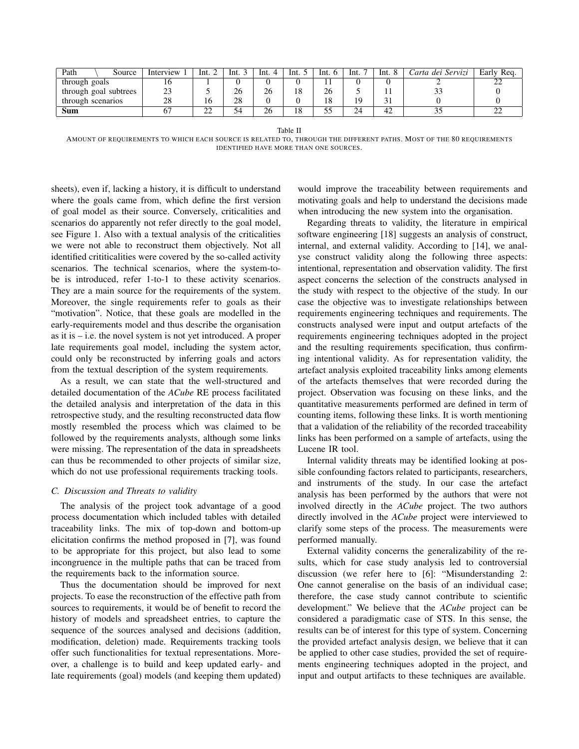| Path \ Source | Interview 1 | Int. 2 | Int. 3 | Int. 4 | Int. 5 | Int. 6 | Int. 7 | Int. 8 | *Carta dei Servizi* | Early Req. |
|---|---|---|---|---|---|---|---|---|---|---|
| through goals | 16 | 1 | 0 | 0 | 0 | 11 | 0 | 0 | 2 | 22 |
| through goal subtrees | 23 | 5 | 26 | 26 | 18 | 26 | 5 | 11 | 33 | 0 |
| through scenarios | 28 | 16 | 28 | 0 | 0 | 18 | 19 | 31 | 0 | 0 |
| **Sum** | 67 | 22 | 54 | 26 | 18 | 55 | 24 | 42 | 35 | 22 |

Table II

AMOUNT OF REQUIREMENTS TO WHICH EACH SOURCE IS RELATED TO, THROUGH THE DIFFERENT PATHS. MOST OF THE 80 REQUIREMENTS IDENTIFIED HAVE MORE THAN ONE SOURCES.

sheets), even if, lacking a history, it is difficult to understand where the goals came from, which define the first version of goal model as their source. Conversely, criticalities and scenarios do apparently not refer directly to the goal model, see Figure 1. Also with a textual analysis of the criticalities we were not able to reconstruct them objectively. Not all identified crititicalities were covered by the so-called activity scenarios. The technical scenarios, where the system-to-be is introduced, refer 1-to-1 to these activity scenarios. They are a main source for the requirements of the system. Moreover, the single requirements refer to goals as their "motivation". Notice, that these goals are modelled in the early-requirements model and thus describe the organisation as it is – i.e. the novel system is not yet introduced. A proper late requirements goal model, including the system actor, could only be reconstructed by inferring goals and actors from the textual description of the system requirements.

As a result, we can state that the well-structured and detailed documentation of the *ACube* RE process facilitated the detailed analysis and interpretation of the data in this retrospective study, and the resulting reconstructed data flow mostly resembled the process which was claimed to be followed by the requirements analysts, although some links were missing. The representation of the data in spreadsheets can thus be recommended to other projects of similar size, which do not use professional requirements tracking tools.

### C. Discussion and Threats to validity

The analysis of the project took advantage of a good process documentation which included tables with detailed traceability links. The mix of top-down and bottom-up elicitation confirms the method proposed in [7], was found to be appropriate for this project, but also lead to some incongruence in the multiple paths that can be traced from the requirements back to the information source.

Thus the documentation should be improved for next projects. To ease the reconstruction of the effective path from sources to requirements, it would be of benefit to record the history of models and spreadsheet entries, to capture the sequence of the sources analysed and decisions (addition, modification, deletion) made. Requirements tracking tools offer such functionalities for textual representations. Moreover, a challenge is to build and keep updated early- and late requirements (goal) models (and keeping them updated) would improve the traceability between requirements and motivating goals and help to understand the decisions made when introducing the new system into the organisation.

Regarding threats to validity, the literature in empirical software engineering [18] suggests an analysis of construct, internal, and external validity. According to [14], we analyse construct validity along the following three aspects: intentional, representation and observation validity. The first aspect concerns the selection of the constructs analysed in the study with respect to the objective of the study. In our case the objective was to investigate relationships between requirements engineering techniques and requirements. The constructs analysed were input and output artefacts of the requirements engineering techniques adopted in the project and the resulting requirements specification, thus confirming intentional validity. As for representation validity, the artefact analysis exploited traceability links among elements of the artefacts themselves that were recorded during the project. Observation was focusing on these links, and the quantitative measurements performed are defined in term of counting items, following these links. It is worth mentioning that a validation of the reliability of the recorded traceability links has been performed on a sample of artefacts, using the Lucene IR tool.

Internal validity threats may be identified looking at possible confounding factors related to participants, researchers, and instruments of the study. In our case the artefact analysis has been performed by the authors that were not involved directly in the *ACube* project. The two authors directly involved in the *ACube* project were interviewed to clarify some steps of the process. The measurements were performed manually.

External validity concerns the generalizability of the results, which for case study analysis led to controversial discussion (we refer here to [6]: "Misunderstanding 2: One cannot generalise on the basis of an individual case; therefore, the case study cannot contribute to scientific development." We believe that the *ACube* project can be considered a paradigmatic case of STS. In this sense, the results can be of interest for this type of system. Concerning the provided artefact analysis design, we believe that it can be applied to other case studies, provided the set of requirements engineering techniques adopted in the project, and input and output artifacts to these techniques are available.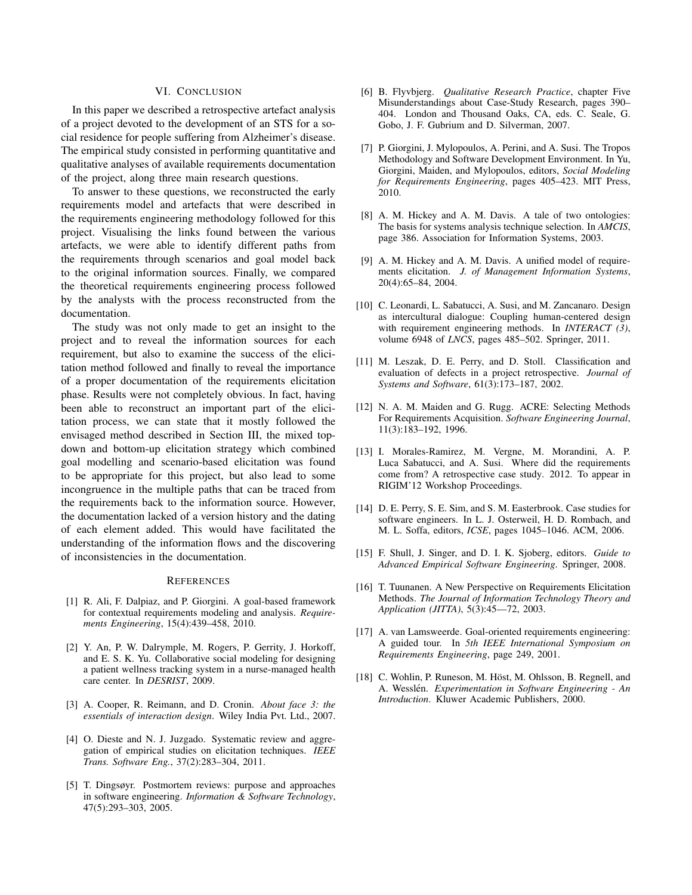## VI. Conclusion

In this paper we described a retrospective artefact analysis of a project devoted to the development of an STS for a social residence for people suffering from Alzheimer's disease. The empirical study consisted in performing quantitative and qualitative analyses of available requirements documentation of the project, along three main research questions.

To answer to these questions, we reconstructed the early requirements model and artefacts that were described in the requirements engineering methodology followed for this project. Visualising the links found between the various artefacts, we were able to identify different paths from the requirements through scenarios and goal model back to the original information sources. Finally, we compared the theoretical requirements engineering process followed by the analysts with the process reconstructed from the documentation.

The study was not only made to get an insight to the project and to reveal the information sources for each requirement, but also to examine the success of the elicitation method followed and finally to reveal the importance of a proper documentation of the requirements elicitation phase. Results were not completely obvious. In fact, having been able to reconstruct an important part of the elicitation process, we can state that it mostly followed the envisaged method described in Section III, the mixed top-down and bottom-up elicitation strategy which combined goal modelling and scenario-based elicitation was found to be appropriate for this project, but also lead to some incongruence in the multiple paths that can be traced from the requirements back to the information source. However, the documentation lacked of a version history and the dating of each element added. This would have facilitated the understanding of the information flows and the discovering of inconsistencies in the documentation.

## References

[1] R. Ali, F. Dalpiaz, and P. Giorgini. A goal-based framework for contextual requirements modeling and analysis. *Requirements Engineering*, 15(4):439–458, 2010.

[2] Y. An, P. W. Dalrymple, M. Rogers, P. Gerrity, J. Horkoff, and E. S. K. Yu. Collaborative social modeling for designing a patient wellness tracking system in a nurse-managed health care center. In *DESRIST*, 2009.

[3] A. Cooper, R. Reimann, and D. Cronin. *About face 3: the essentials of interaction design*. Wiley India Pvt. Ltd., 2007.

[4] O. Dieste and N. J. Juzgado. Systematic review and aggregation of empirical studies on elicitation techniques. *IEEE Trans. Software Eng.*, 37(2):283–304, 2011.

[5] T. Dingsøyr. Postmortem reviews: purpose and approaches in software engineering. *Information & Software Technology*, 47(5):293–303, 2005.

[6] B. Flyvbjerg. *Qualitative Research Practice*, chapter Five Misunderstandings about Case-Study Research, pages 390–404. London and Thousand Oaks, CA, eds. C. Seale, G. Gobo, J. F. Gubrium and D. Silverman, 2007.

[7] P. Giorgini, J. Mylopoulos, A. Perini, and A. Susi. The Tropos Methodology and Software Development Environment. In Yu, Giorgini, Maiden, and Mylopoulos, editors, *Social Modeling for Requirements Engineering*, pages 405–423. MIT Press, 2010.

[8] A. M. Hickey and A. M. Davis. A tale of two ontologies: The basis for systems analysis technique selection. In *AMCIS*, page 386. Association for Information Systems, 2003.

[9] A. M. Hickey and A. M. Davis. A unified model of requirements elicitation. *J. of Management Information Systems*, 20(4):65–84, 2004.

[10] C. Leonardi, L. Sabatucci, A. Susi, and M. Zancanaro. Design as intercultural dialogue: Coupling human-centered design with requirement engineering methods. In *INTERACT (3)*, volume 6948 of *LNCS*, pages 485–502. Springer, 2011.

[11] M. Leszak, D. E. Perry, and D. Stoll. Classification and evaluation of defects in a project retrospective. *Journal of Systems and Software*, 61(3):173–187, 2002.

[12] N. A. M. Maiden and G. Rugg. ACRE: Selecting Methods For Requirements Acquisition. *Software Engineering Journal*, 11(3):183–192, 1996.

[13] I. Morales-Ramirez, M. Vergne, M. Morandini, A. P. Luca Sabatucci, and A. Susi. Where did the requirements come from? A retrospective case study. 2012. To appear in RIGIM'12 Workshop Proceedings.

[14] D. E. Perry, S. E. Sim, and S. M. Easterbrook. Case studies for software engineers. In L. J. Osterweil, H. D. Rombach, and M. L. Soffa, editors, *ICSE*, pages 1045–1046. ACM, 2006.

[15] F. Shull, J. Singer, and D. I. K. Sjoberg, editors. *Guide to Advanced Empirical Software Engineering*. Springer, 2008.

[16] T. Tuunanen. A New Perspective on Requirements Elicitation Methods. *The Journal of Information Technology Theory and Application (JITTA)*, 5(3):45—72, 2003.

[17] A. van Lamsweerde. Goal-oriented requirements engineering: A guided tour. In *5th IEEE International Symposium on Requirements Engineering*, page 249, 2001.

[18] C. Wohlin, P. Runeson, M. Höst, M. Ohlsson, B. Regnell, and A. Wesslén. *Experimentation in Software Engineering - An Introduction*. Kluwer Academic Publishers, 2000.